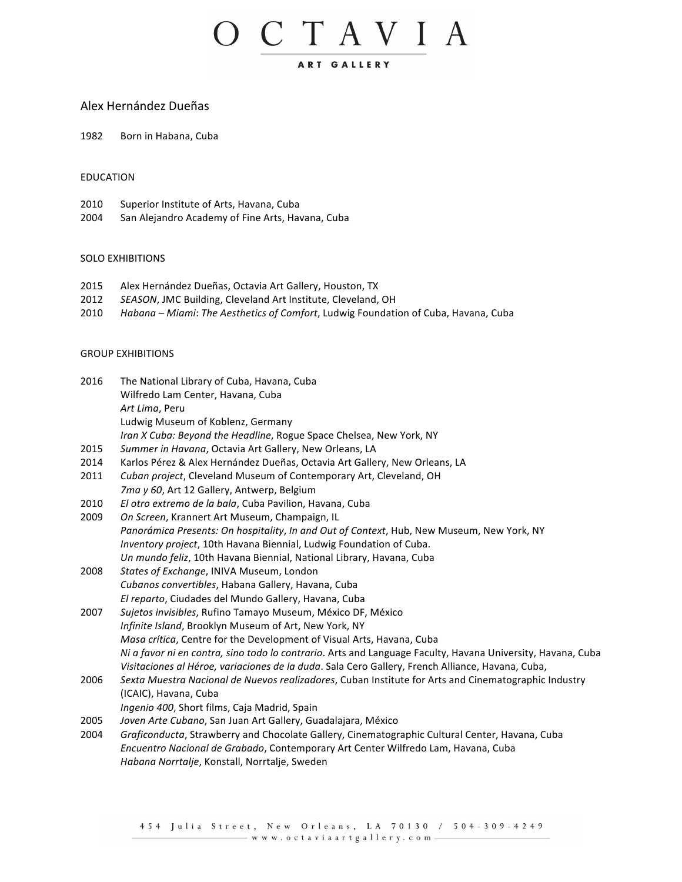# OCTAVIA

ART GALLERY

## Alex Hernández Dueñas

1982 Born in Habana, Cuba

### EDUCATION

2010 Superior Institute of Arts, Havana, Cuba
2004 San Alejandro Academy of Fine Arts, Havana, Cuba

### SOLO EXHIBITIONS

2015 Alex Hernández Dueñas, Octavia Art Gallery, Houston, TX
2012 *SEASON*, JMC Building, Cleveland Art Institute, Cleveland, OH
2010 *Habana – Miami*: *The Aesthetics of Comfort*, Ludwig Foundation of Cuba, Havana, Cuba

### GROUP EXHIBITIONS

2016 The National Library of Cuba, Havana, Cuba
Wilfredo Lam Center, Havana, Cuba
*Art Lima*, Peru
Ludwig Museum of Koblenz, Germany
*Iran X Cuba: Beyond the Headline*, Rogue Space Chelsea, New York, NY
2015 *Summer in Havana*, Octavia Art Gallery, New Orleans, LA
2014 Karlos Pérez & Alex Hernández Dueñas, Octavia Art Gallery, New Orleans, LA
2011 *Cuban project*, Cleveland Museum of Contemporary Art, Cleveland, OH
*7ma y 60*, Art 12 Gallery, Antwerp, Belgium
2010 *El otro extremo de la bala*, Cuba Pavilion, Havana, Cuba
2009 *On Screen*, Krannert Art Museum, Champaign, IL
*Panorámica Presents: On hospitality*, *In and Out of Context*, Hub, New Museum, New York, NY
*Inventory project*, 10th Havana Biennial, Ludwig Foundation of Cuba.
*Un mundo feliz*, 10th Havana Biennial, National Library, Havana, Cuba
2008 *States of Exchange*, INIVA Museum, London
*Cubanos convertibles*, Habana Gallery, Havana, Cuba
*El reparto*, Ciudades del Mundo Gallery, Havana, Cuba
2007 *Sujetos invisibles*, Rufino Tamayo Museum, México DF, México
*Infinite Island*, Brooklyn Museum of Art, New York, NY
*Masa crítica*, Centre for the Development of Visual Arts, Havana, Cuba
*Ni a favor ni en contra, sino todo lo contrario*. Arts and Language Faculty, Havana University, Havana, Cuba
*Visitaciones al Héroe, variaciones de la duda*. Sala Cero Gallery, French Alliance, Havana, Cuba,
2006 *Sexta Muestra Nacional de Nuevos realizadores*, Cuban Institute for Arts and Cinematographic Industry (ICAIC), Havana, Cuba
*Ingenio 400*, Short films, Caja Madrid, Spain
2005 *Joven Arte Cubano*, San Juan Art Gallery, Guadalajara, México
2004 *Graficonducta*, Strawberry and Chocolate Gallery, Cinematographic Cultural Center, Havana, Cuba
*Encuentro Nacional de Grabado*, Contemporary Art Center Wilfredo Lam, Havana, Cuba
*Habana Norrtalje*, Konstall, Norrtalje, Sweden

454 Julia Street, New Orleans, LA 70130 / 504-309-4249
www.octaviaartgallery.com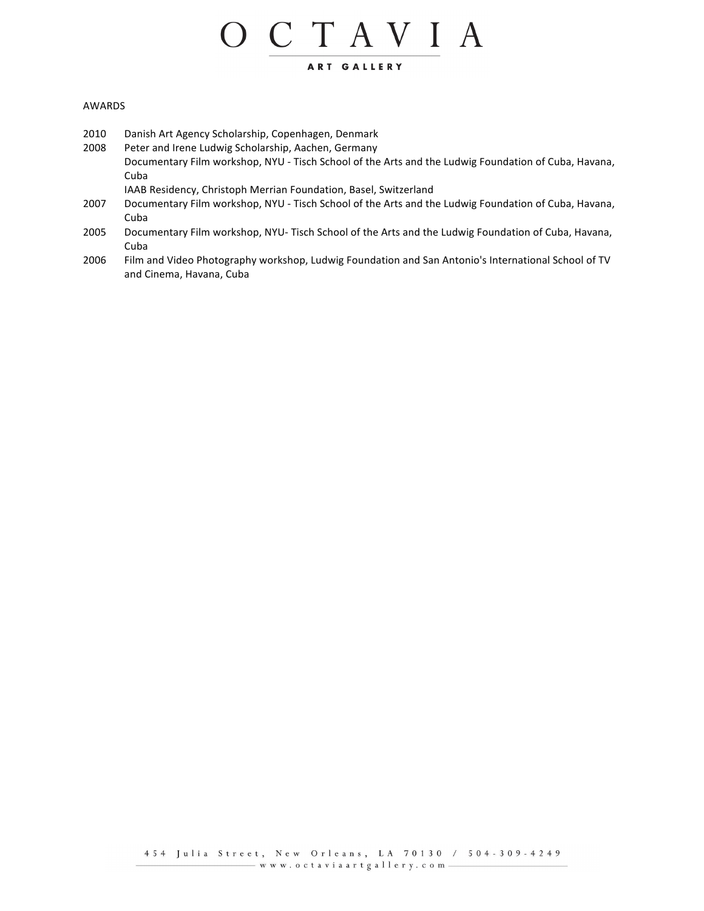AWARDS

2010 Danish Art Agency Scholarship, Copenhagen, Denmark

2008 Peter and Irene Ludwig Scholarship, Aachen, Germany

Documentary Film workshop, NYU - Tisch School of the Arts and the Ludwig Foundation of Cuba, Havana, Cuba

IAAB Residency, Christoph Merrian Foundation, Basel, Switzerland

2007 Documentary Film workshop, NYU - Tisch School of the Arts and the Ludwig Foundation of Cuba, Havana, Cuba

2005 Documentary Film workshop, NYU- Tisch School of the Arts and the Ludwig Foundation of Cuba, Havana, Cuba

2006 Film and Video Photography workshop, Ludwig Foundation and San Antonio's International School of TV and Cinema, Havana, Cuba